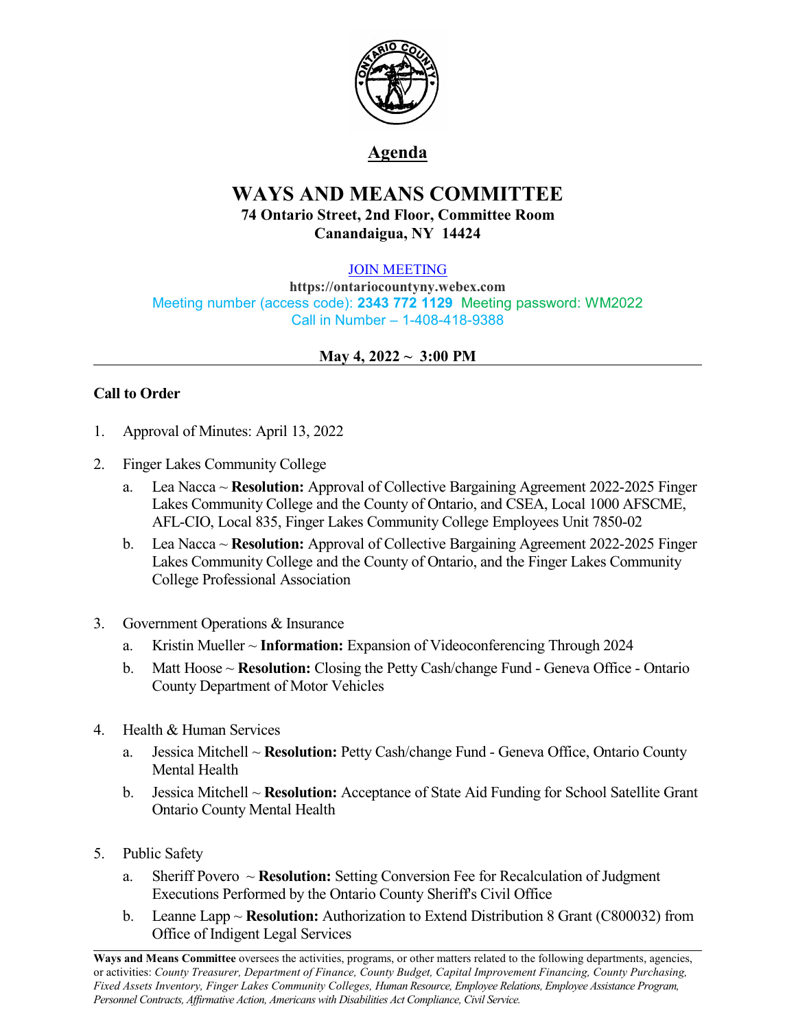# Agenda

# WAYS AND MEANS COMMITTEE

**74 Ontario Street, 2nd Floor, Committee Room**
**Canandaigua, NY 14424**

JOIN MEETING
**https://ontariocountyny.webex.com**
Meeting number (access code): **2343 772 1129** Meeting password: WM2022
Call in Number – 1-408-418-9388

**May 4, 2022 ~ 3:00 PM**

---

**Call to Order**

1. Approval of Minutes: April 13, 2022

2. Finger Lakes Community College
   a. Lea Nacca ~ **Resolution:** Approval of Collective Bargaining Agreement 2022-2025 Finger Lakes Community College and the County of Ontario, and CSEA, Local 1000 AFSCME, AFL-CIO, Local 835, Finger Lakes Community College Employees Unit 7850-02
   b. Lea Nacca ~ **Resolution:** Approval of Collective Bargaining Agreement 2022-2025 Finger Lakes Community College and the County of Ontario, and the Finger Lakes Community College Professional Association

3. Government Operations & Insurance
   a. Kristin Mueller ~ **Information:** Expansion of Videoconferencing Through 2024
   b. Matt Hoose ~ **Resolution:** Closing the Petty Cash/change Fund - Geneva Office - Ontario County Department of Motor Vehicles

4. Health & Human Services
   a. Jessica Mitchell ~ **Resolution:** Petty Cash/change Fund - Geneva Office, Ontario County Mental Health
   b. Jessica Mitchell ~ **Resolution:** Acceptance of State Aid Funding for School Satellite Grant Ontario County Mental Health

5. Public Safety
   a. Sheriff Povero ~ **Resolution:** Setting Conversion Fee for Recalculation of Judgment Executions Performed by the Ontario County Sheriff's Civil Office
   b. Leanne Lapp ~ **Resolution:** Authorization to Extend Distribution 8 Grant (C800032) from Office of Indigent Legal Services

---

**Ways and Means Committee** oversees the activities, programs, or other matters related to the following departments, agencies, or activities: *County Treasurer, Department of Finance, County Budget, Capital Improvement Financing, County Purchasing, Fixed Assets Inventory, Finger Lakes Community Colleges, Human Resource, Employee Relations, Employee Assistance Program, Personnel Contracts, Affirmative Action, Americans with Disabilities Act Compliance, Civil Service.*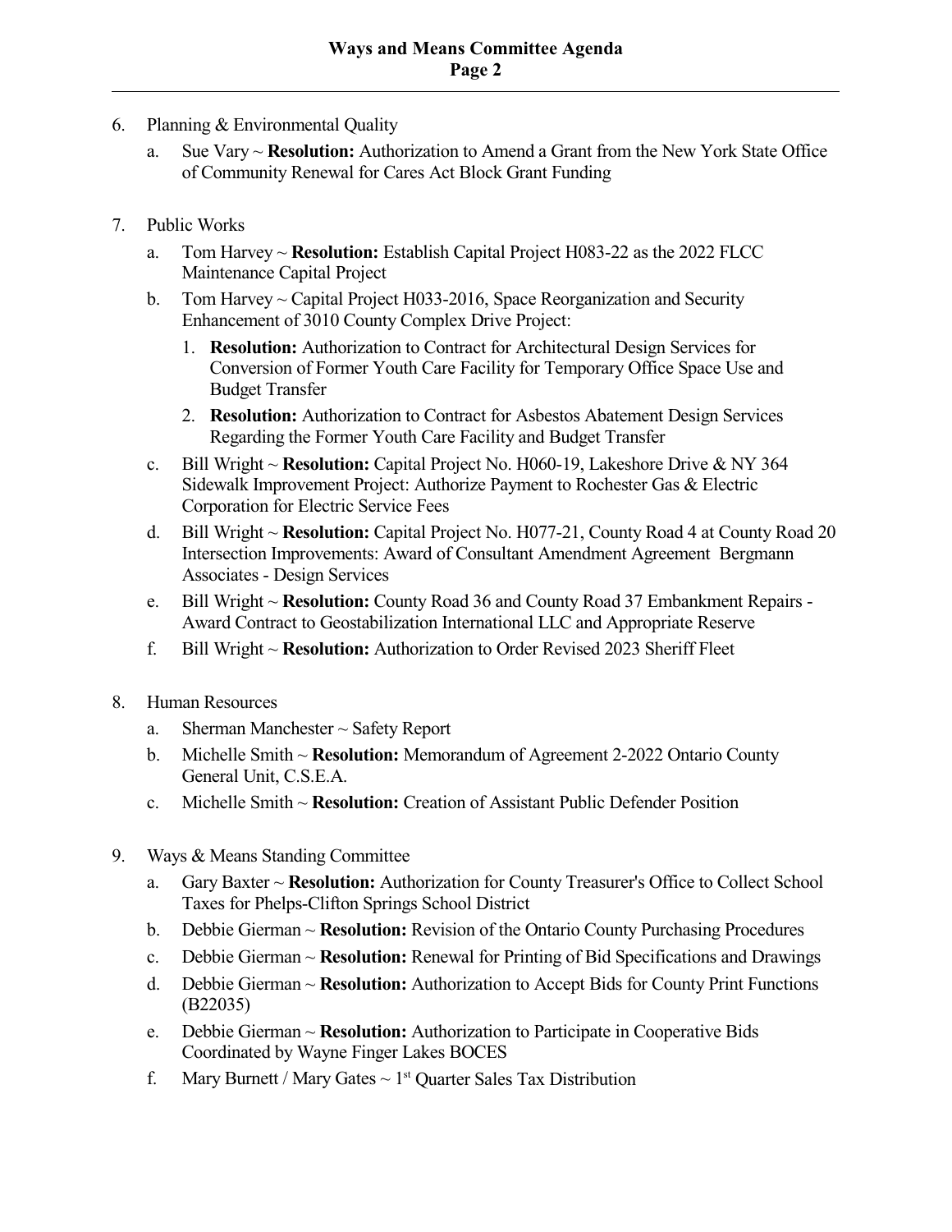6. Planning & Environmental Quality
   a. Sue Vary ~ **Resolution:** Authorization to Amend a Grant from the New York State Office of Community Renewal for Cares Act Block Grant Funding

7. Public Works
   a. Tom Harvey ~ **Resolution:** Establish Capital Project H083-22 as the 2022 FLCC Maintenance Capital Project
   b. Tom Harvey ~ Capital Project H033-2016, Space Reorganization and Security Enhancement of 3010 County Complex Drive Project:
      1. **Resolution:** Authorization to Contract for Architectural Design Services for Conversion of Former Youth Care Facility for Temporary Office Space Use and Budget Transfer
      2. **Resolution:** Authorization to Contract for Asbestos Abatement Design Services Regarding the Former Youth Care Facility and Budget Transfer
   c. Bill Wright ~ **Resolution:** Capital Project No. H060-19, Lakeshore Drive & NY 364 Sidewalk Improvement Project: Authorize Payment to Rochester Gas & Electric Corporation for Electric Service Fees
   d. Bill Wright ~ **Resolution:** Capital Project No. H077-21, County Road 4 at County Road 20 Intersection Improvements: Award of Consultant Amendment Agreement Bergmann Associates - Design Services
   e. Bill Wright ~ **Resolution:** County Road 36 and County Road 37 Embankment Repairs - Award Contract to Geostabilization International LLC and Appropriate Reserve
   f. Bill Wright ~ **Resolution:** Authorization to Order Revised 2023 Sheriff Fleet

8. Human Resources
   a. Sherman Manchester ~ Safety Report
   b. Michelle Smith ~ **Resolution:** Memorandum of Agreement 2-2022 Ontario County General Unit, C.S.E.A.
   c. Michelle Smith ~ **Resolution:** Creation of Assistant Public Defender Position

9. Ways & Means Standing Committee
   a. Gary Baxter ~ **Resolution:** Authorization for County Treasurer's Office to Collect School Taxes for Phelps-Clifton Springs School District
   b. Debbie Gierman ~ **Resolution:** Revision of the Ontario County Purchasing Procedures
   c. Debbie Gierman ~ **Resolution:** Renewal for Printing of Bid Specifications and Drawings
   d. Debbie Gierman ~ **Resolution:** Authorization to Accept Bids for County Print Functions (B22035)
   e. Debbie Gierman ~ **Resolution:** Authorization to Participate in Cooperative Bids Coordinated by Wayne Finger Lakes BOCES
   f. Mary Burnett / Mary Gates ~ 1st Quarter Sales Tax Distribution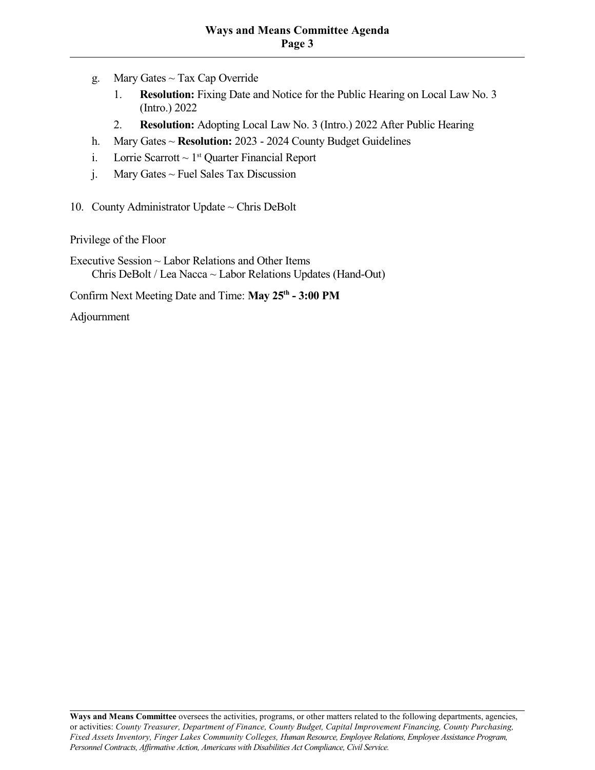g. Mary Gates ~ Tax Cap Override

   1. **Resolution:** Fixing Date and Notice for the Public Hearing on Local Law No. 3 (Intro.) 2022

   2. **Resolution:** Adopting Local Law No. 3 (Intro.) 2022 After Public Hearing

h. Mary Gates ~ **Resolution:** 2023 - 2024 County Budget Guidelines

i. Lorrie Scarrott ~ 1st Quarter Financial Report

j. Mary Gates ~ Fuel Sales Tax Discussion

10. County Administrator Update ~ Chris DeBolt

Privilege of the Floor

Executive Session ~ Labor Relations and Other Items
Chris DeBolt / Lea Nacca ~ Labor Relations Updates (Hand-Out)

Confirm Next Meeting Date and Time: **May 25th - 3:00 PM**

Adjournment

**Ways and Means Committee** oversees the activities, programs, or other matters related to the following departments, agencies, or activities: *County Treasurer, Department of Finance, County Budget, Capital Improvement Financing, County Purchasing, Fixed Assets Inventory, Finger Lakes Community Colleges, Human Resource, Employee Relations, Employee Assistance Program, Personnel Contracts, Affirmative Action, Americans with Disabilities Act Compliance, Civil Service.*